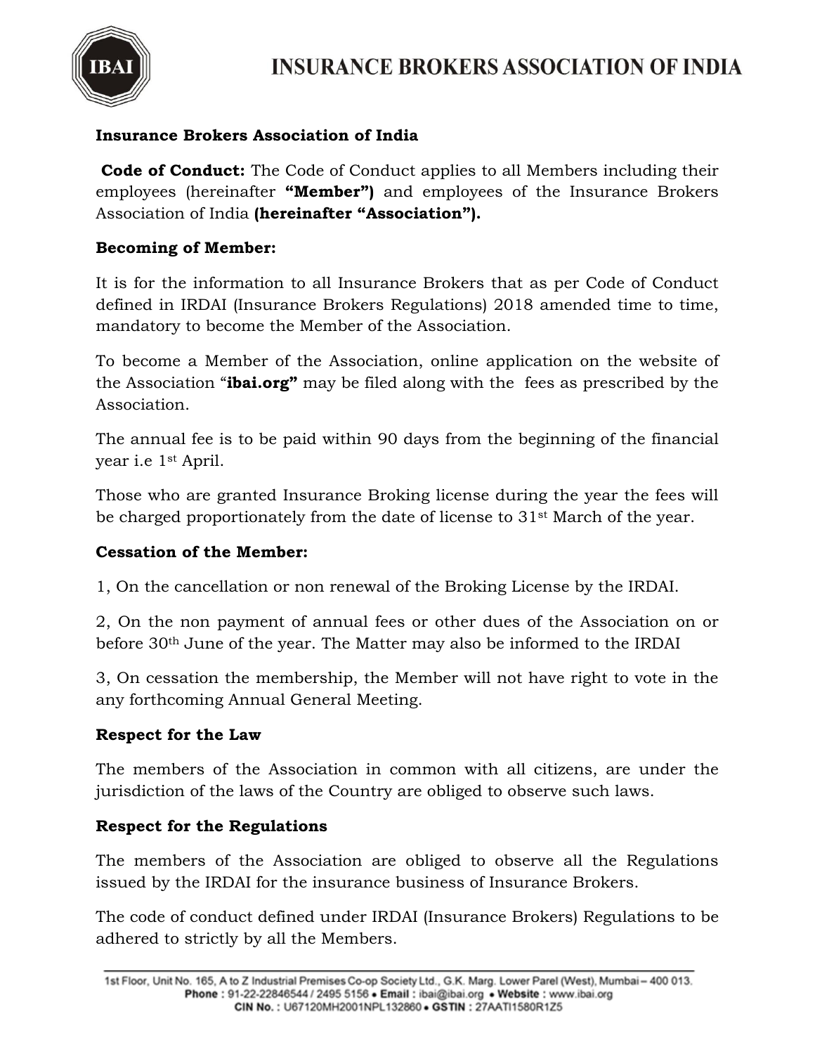# INSURANCE BROKERS ASSOCIATION OF INDIA

**Insurance Brokers Association of India**

**Code of Conduct:** The Code of Conduct applies to all Members including their employees (hereinafter **"Member")** and employees of the Insurance Brokers Association of India **(hereinafter "Association").**

**Becoming of Member:**

It is for the information to all Insurance Brokers that as per Code of Conduct defined in IRDAI (Insurance Brokers Regulations) 2018 amended time to time, mandatory to become the Member of the Association.

To become a Member of the Association, online application on the website of the Association "**ibai.org"** may be filed along with the fees as prescribed by the Association.

The annual fee is to be paid within 90 days from the beginning of the financial year i.e 1st April.

Those who are granted Insurance Broking license during the year the fees will be charged proportionately from the date of license to 31st March of the year.

**Cessation of the Member:**

1, On the cancellation or non renewal of the Broking License by the IRDAI.

2, On the non payment of annual fees or other dues of the Association on or before 30th June of the year. The Matter may also be informed to the IRDAI

3, On cessation the membership, the Member will not have right to vote in the any forthcoming Annual General Meeting.

**Respect for the Law**

The members of the Association in common with all citizens, are under the jurisdiction of the laws of the Country are obliged to observe such laws.

**Respect for the Regulations**

The members of the Association are obliged to observe all the Regulations issued by the IRDAI for the insurance business of Insurance Brokers.

The code of conduct defined under IRDAI (Insurance Brokers) Regulations to be adhered to strictly by all the Members.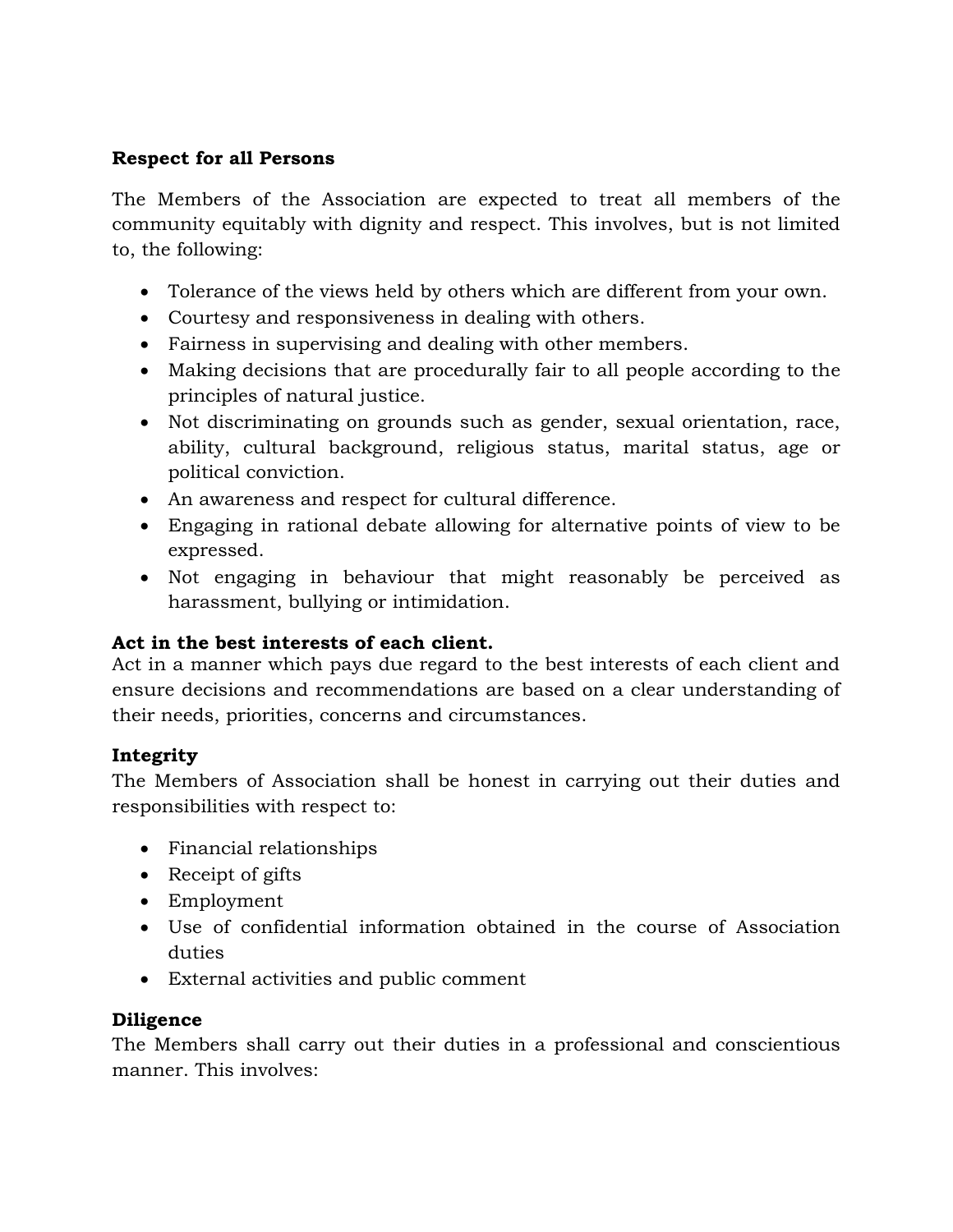**Respect for all Persons**

The Members of the Association are expected to treat all members of the community equitably with dignity and respect. This involves, but is not limited to, the following:

- Tolerance of the views held by others which are different from your own.
- Courtesy and responsiveness in dealing with others.
- Fairness in supervising and dealing with other members.
- Making decisions that are procedurally fair to all people according to the principles of natural justice.
- Not discriminating on grounds such as gender, sexual orientation, race, ability, cultural background, religious status, marital status, age or political conviction.
- An awareness and respect for cultural difference.
- Engaging in rational debate allowing for alternative points of view to be expressed.
- Not engaging in behaviour that might reasonably be perceived as harassment, bullying or intimidation.

**Act in the best interests of each client.**

Act in a manner which pays due regard to the best interests of each client and ensure decisions and recommendations are based on a clear understanding of their needs, priorities, concerns and circumstances.

**Integrity**

The Members of Association shall be honest in carrying out their duties and responsibilities with respect to:

- Financial relationships
- Receipt of gifts
- Employment
- Use of confidential information obtained in the course of Association duties
- External activities and public comment

**Diligence**

The Members shall carry out their duties in a professional and conscientious manner. This involves: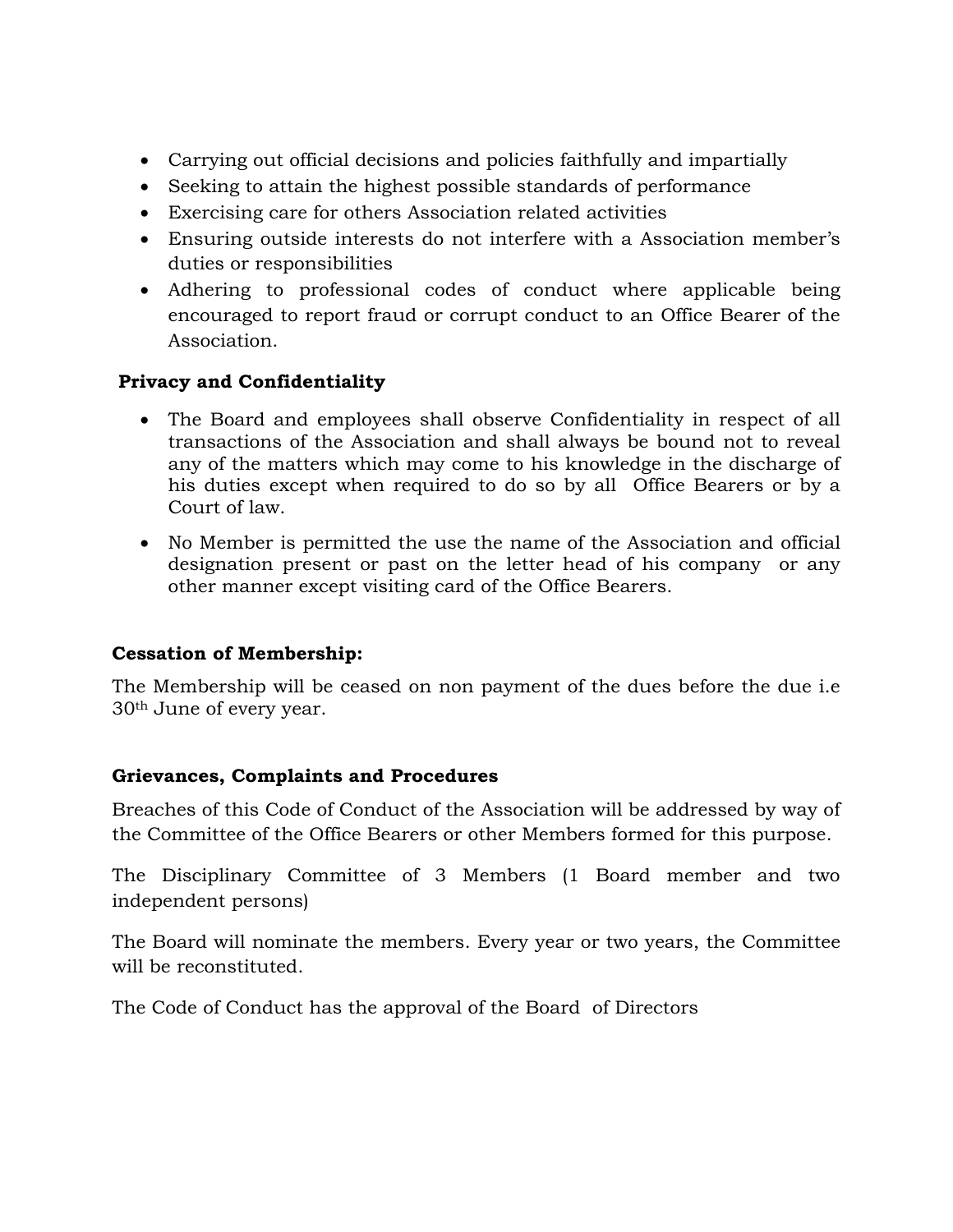- Carrying out official decisions and policies faithfully and impartially
- Seeking to attain the highest possible standards of performance
- Exercising care for others Association related activities
- Ensuring outside interests do not interfere with a Association member's duties or responsibilities
- Adhering to professional codes of conduct where applicable being encouraged to report fraud or corrupt conduct to an Office Bearer of the Association.

**Privacy and Confidentiality**

- The Board and employees shall observe Confidentiality in respect of all transactions of the Association and shall always be bound not to reveal any of the matters which may come to his knowledge in the discharge of his duties except when required to do so by all Office Bearers or by a Court of law.
- No Member is permitted the use the name of the Association and official designation present or past on the letter head of his company or any other manner except visiting card of the Office Bearers.

**Cessation of Membership:**

The Membership will be ceased on non payment of the dues before the due i.e 30th June of every year.

**Grievances, Complaints and Procedures**

Breaches of this Code of Conduct of the Association will be addressed by way of the Committee of the Office Bearers or other Members formed for this purpose.

The Disciplinary Committee of 3 Members (1 Board member and two independent persons)

The Board will nominate the members. Every year or two years, the Committee will be reconstituted.

The Code of Conduct has the approval of the Board of Directors